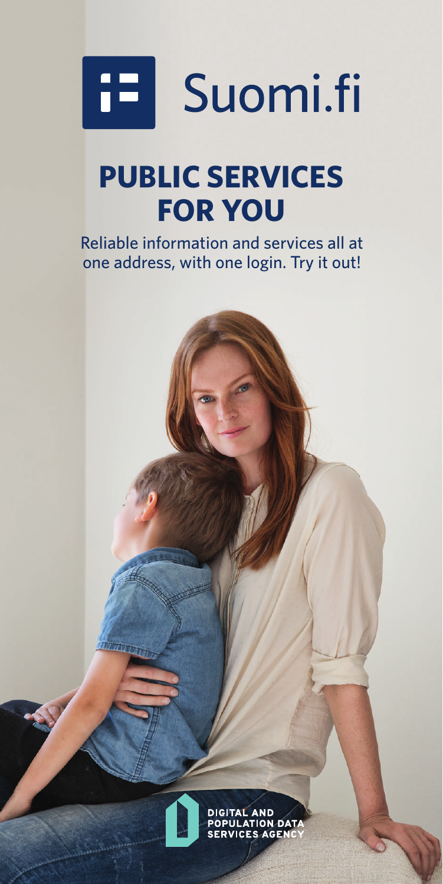Suomi.fi

# PUBLIC SERVICES FOR YOU

Reliable information and services all at one address, with one login. Try it out!

DIGITAL AND POPULATION DATA SERVICES AGENCY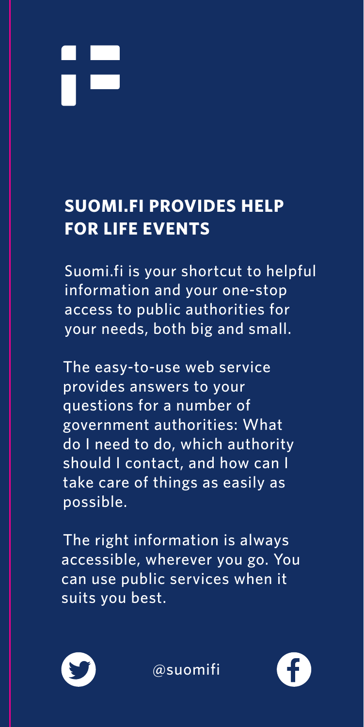## SUOMI.FI PROVIDES HELP FOR LIFE EVENTS

Suomi.fi is your shortcut to helpful information and your one-stop access to public authorities for your needs, both big and small.

The easy-to-use web service provides answers to your questions for a number of government authorities: What do I need to do, which authority should I contact, and how can I take care of things as easily as possible.

The right information is always accessible, wherever you go. You can use public services when it suits you best.

@suomifi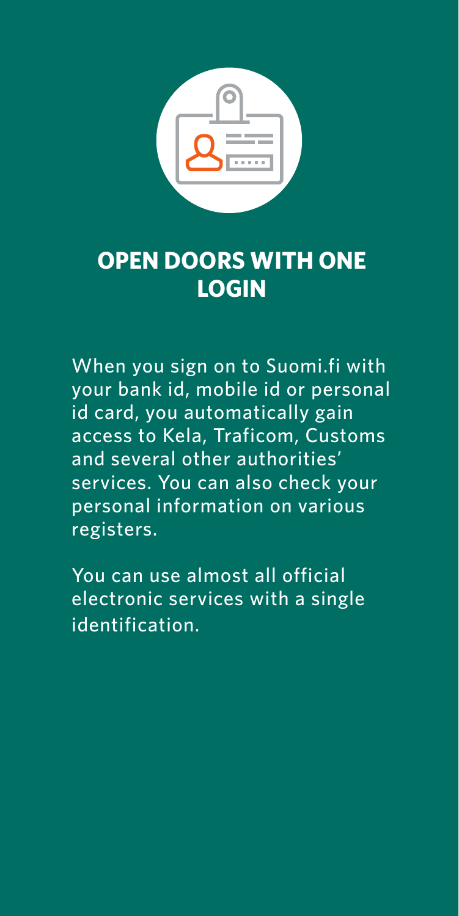# OPEN DOORS WITH ONE LOGIN

When you sign on to Suomi.fi with your bank id, mobile id or personal id card, you automatically gain access to Kela, Traficom, Customs and several other authorities' services. You can also check your personal information on various registers.

You can use almost all official electronic services with a single identification.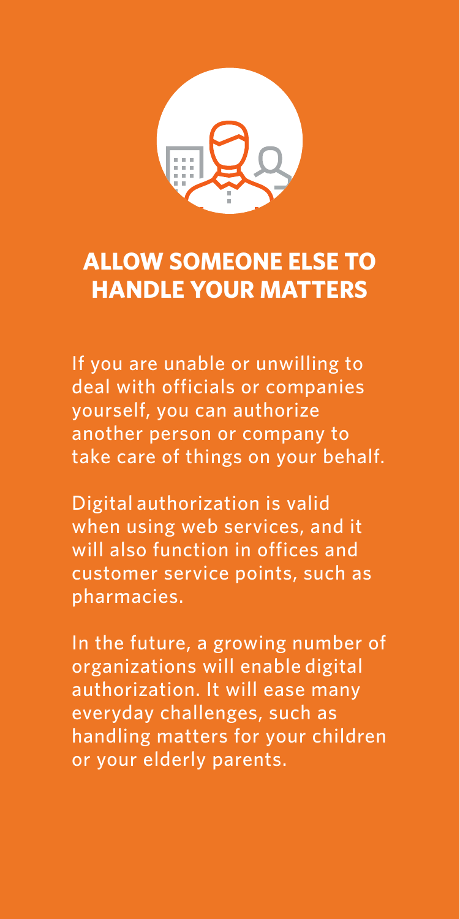## ALLOW SOMEONE ELSE TO HANDLE YOUR MATTERS

If you are unable or unwilling to deal with officials or companies yourself, you can authorize another person or company to take care of things on your behalf.

Digital authorization is valid when using web services, and it will also function in offices and customer service points, such as pharmacies.

In the future, a growing number of organizations will enable digital authorization. It will ease many everyday challenges, such as handling matters for your children or your elderly parents.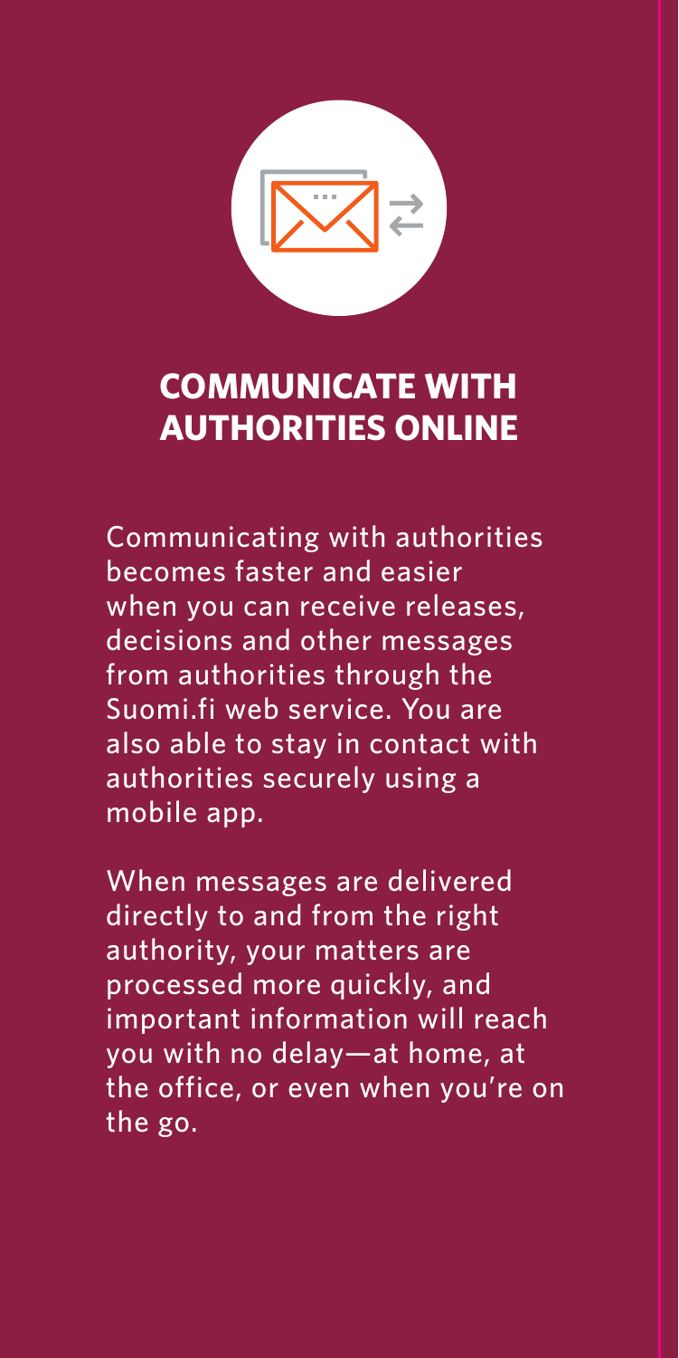## COMMUNICATE WITH AUTHORITIES ONLINE

Communicating with authorities becomes faster and easier when you can receive releases, decisions and other messages from authorities through the Suomi.fi web service. You are also able to stay in contact with authorities securely using a mobile app.

When messages are delivered directly to and from the right authority, your matters are processed more quickly, and important information will reach you with no delay—at home, at the office, or even when you're on the go.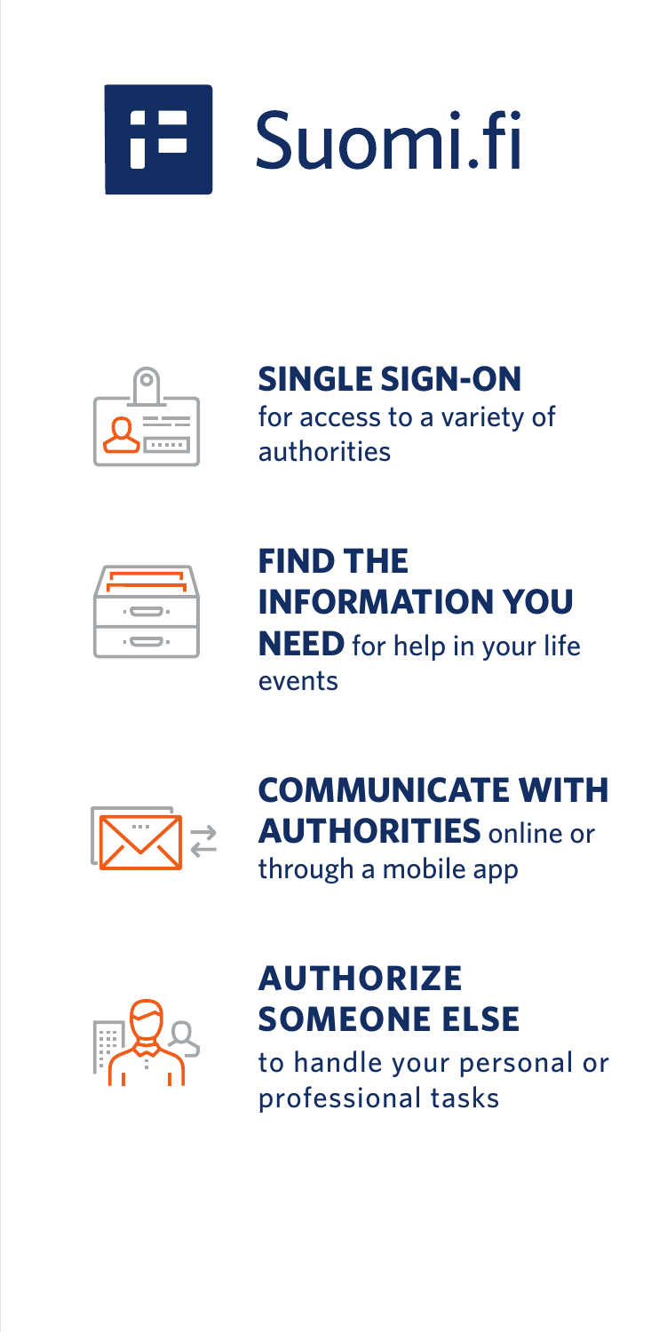# Suomi.fi

**SINGLE SIGN-ON** for access to a variety of authorities

**FIND THE INFORMATION YOU NEED** for help in your life events

**COMMUNICATE WITH AUTHORITIES** online or through a mobile app

**AUTHORIZE SOMEONE ELSE** to handle your personal or professional tasks